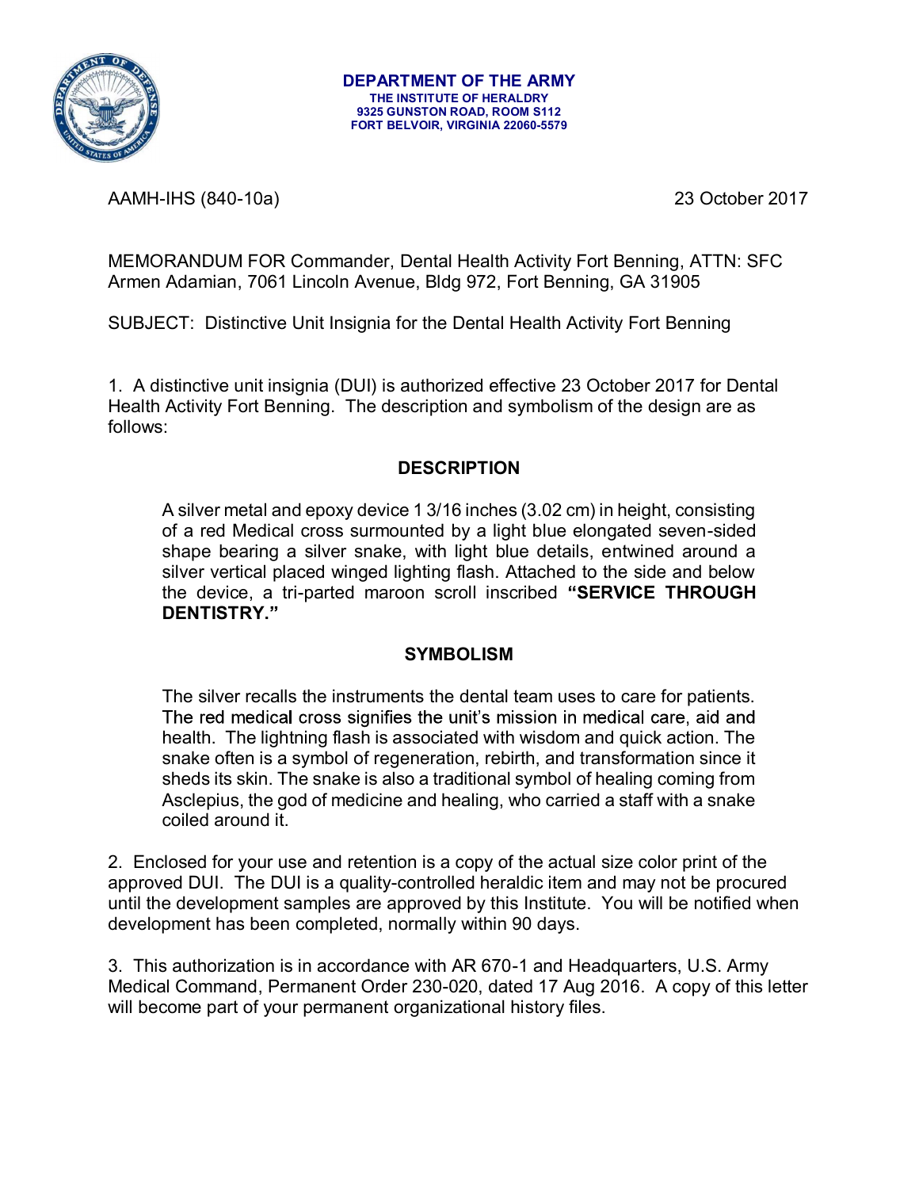**DEPARTMENT OF THE ARMY**
**THE INSTITUTE OF HERALDRY**
**9325 GUNSTON ROAD, ROOM S112**
**FORT BELVOIR, VIRGINIA 22060-5579**

AAMH-IHS (840-10a) 23 October 2017

MEMORANDUM FOR Commander, Dental Health Activity Fort Benning, ATTN: SFC Armen Adamian, 7061 Lincoln Avenue, Bldg 972, Fort Benning, GA 31905

SUBJECT: Distinctive Unit Insignia for the Dental Health Activity Fort Benning

1. A distinctive unit insignia (DUI) is authorized effective 23 October 2017 for Dental Health Activity Fort Benning. The description and symbolism of the design are as follows:

**DESCRIPTION**

A silver metal and epoxy device 1 3/16 inches (3.02 cm) in height, consisting of a red Medical cross surmounted by a light blue elongated seven-sided shape bearing a silver snake, with light blue details, entwined around a silver vertical placed winged lighting flash. Attached to the side and below the device, a tri-parted maroon scroll inscribed **"SERVICE THROUGH DENTISTRY."**

**SYMBOLISM**

The silver recalls the instruments the dental team uses to care for patients. The red medical cross signifies the unit's mission in medical care, aid and health. The lightning flash is associated with wisdom and quick action. The snake often is a symbol of regeneration, rebirth, and transformation since it sheds its skin. The snake is also a traditional symbol of healing coming from Asclepius, the god of medicine and healing, who carried a staff with a snake coiled around it.

2. Enclosed for your use and retention is a copy of the actual size color print of the approved DUI. The DUI is a quality-controlled heraldic item and may not be procured until the development samples are approved by this Institute. You will be notified when development has been completed, normally within 90 days.

3. This authorization is in accordance with AR 670-1 and Headquarters, U.S. Army Medical Command, Permanent Order 230-020, dated 17 Aug 2016. A copy of this letter will become part of your permanent organizational history files.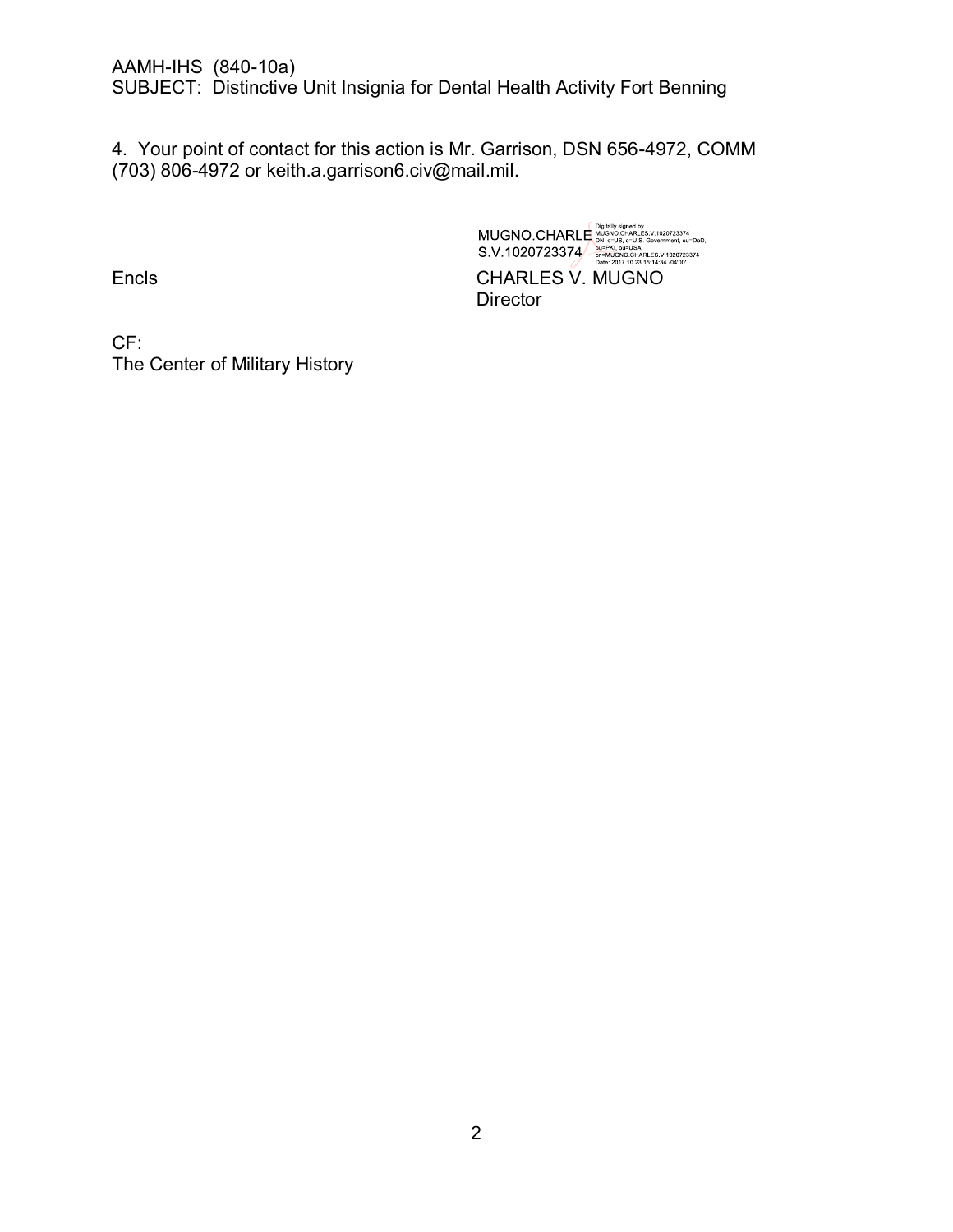AAMH-IHS (840-10a)
SUBJECT: Distinctive Unit Insignia for Dental Health Activity Fort Benning

4. Your point of contact for this action is Mr. Garrison, DSN 656-4972, COMM (703) 806-4972 or keith.a.garrison6.civ@mail.mil.

MUGNO.CHARLES.V.1020723374 Digitally signed by MUGNO.CHARLES.V.1020723374 DN: c=US, o=U.S. Government, ou=DoD, ou=PKI, ou=USA, cn=MUGNO.CHARLES.V.1020723374 Date: 2017.10.23 15:14:34 -04'00'

Encls

CHARLES V. MUGNO
Director

CF:
The Center of Military History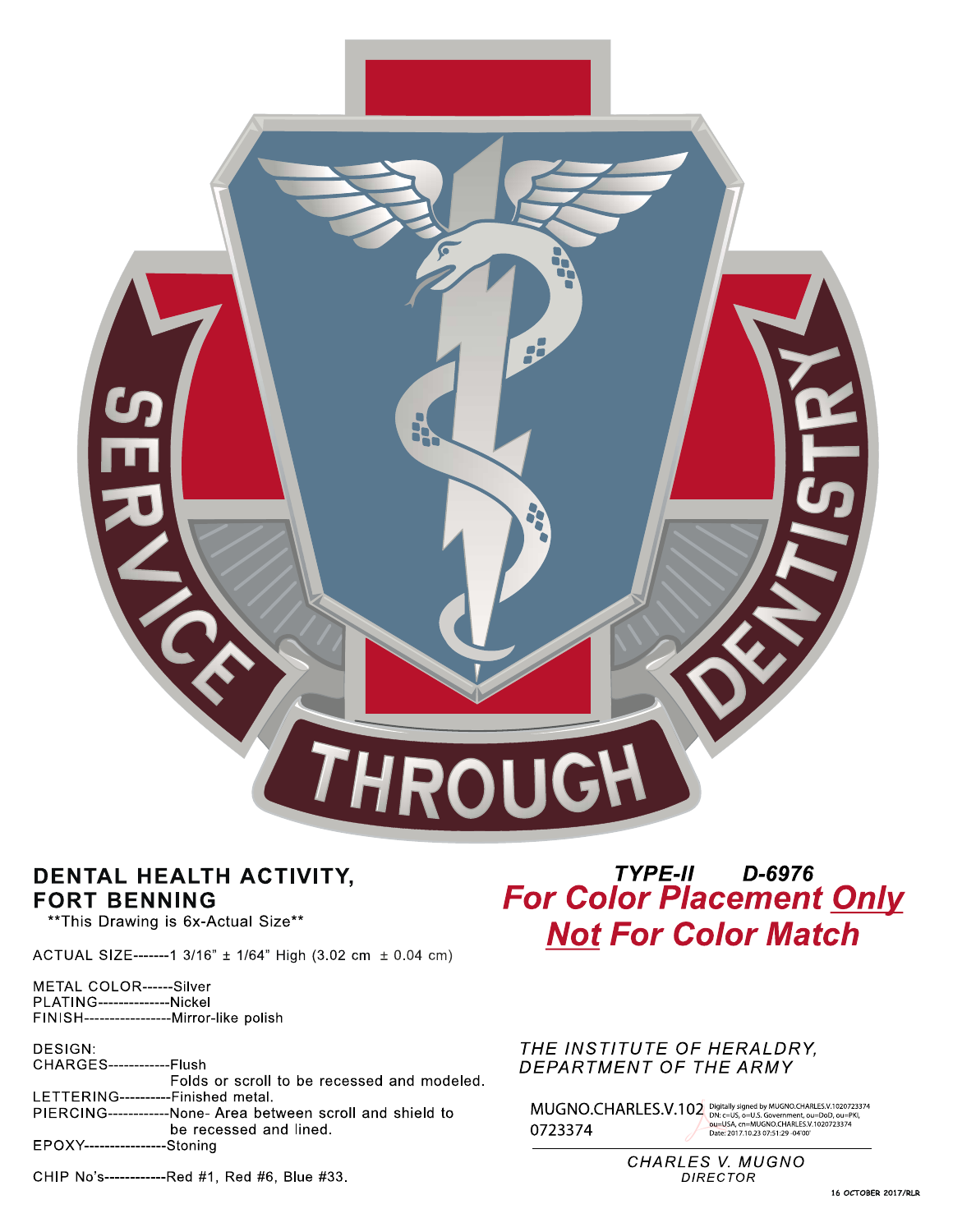SERVICE THROUGH DENTISTRY

**DENTAL HEALTH ACTIVITY,**
**FORT BENNING**

\*\*This Drawing is 6x-Actual Size\*\*

ACTUAL SIZE-------1 3/16" ± 1/64" High (3.02 cm ± 0.04 cm)

METAL COLOR------Silver
PLATING--------------Nickel
FINISH-----------------Mirror-like polish

DESIGN:
CHARGES------------Flush
Folds or scroll to be recessed and modeled.
LETTERING----------Finished metal.
PIERCING------------None- Area between scroll and shield to be recessed and lined.
EPOXY----------------Stoning

CHIP No's------------Red #1, Red #6, Blue #33.

***TYPE-II D-6976***

***For Color Placement Only***
***Not For Color Match***

*THE INSTITUTE OF HERALDRY,*
*DEPARTMENT OF THE ARMY*

MUGNO.CHARLES.V.1020723374

Digitally signed by MUGNO.CHARLES.V.1020723374
DN: c=US, o=U.S. Government, ou=DoD, ou=PKI, ou=USA, cn=MUGNO.CHARLES.V.1020723374
Date: 2017.10.23 07:51:29 -04'00'

*CHARLES V. MUGNO*
*DIRECTOR*

16 OCTOBER 2017/RLR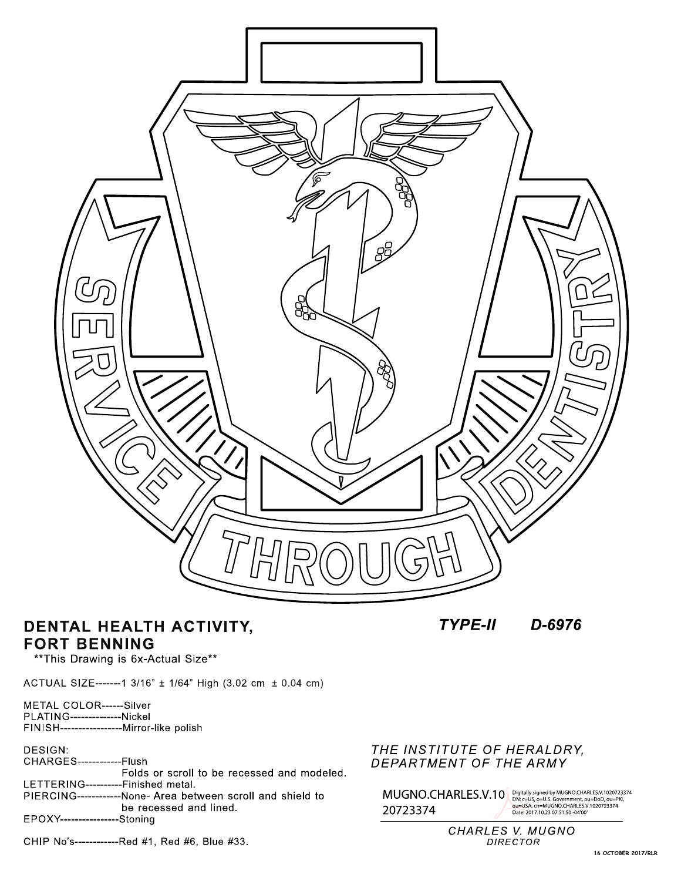SERVICE THROUGH DENTISTRY

**DENTAL HEALTH ACTIVITY, FORT BENNING**

***TYPE-II D-6976***

**This Drawing is 6x-Actual Size**

ACTUAL SIZE-------1 3/16" ± 1/64" High (3.02 cm ± 0.04 cm)

METAL COLOR------Silver
PLATING--------------Nickel
FINISH-----------------Mirror-like polish

DESIGN:
CHARGES------------Flush
Folds or scroll to be recessed and modeled.
LETTERING----------Finished metal.
PIERCING------------None- Area between scroll and shield to be recessed and lined.
EPOXY----------------Stoning

CHIP No's------------Red #1, Red #6, Blue #33.

*THE INSTITUTE OF HERALDRY, DEPARTMENT OF THE ARMY*

MUGNO.CHARLES.V.1020723374

Digitally signed by MUGNO.CHARLES.V.1020723374
DN: c=US, o=U.S. Government, ou=DoD, ou=PKI, ou=USA, cn=MUGNO.CHARLES.V.1020723374
Date: 2017.10.23 07:51:50 -04'00'

*CHARLES V. MUGNO*
*DIRECTOR*

16 OCTOBER 2017/RLR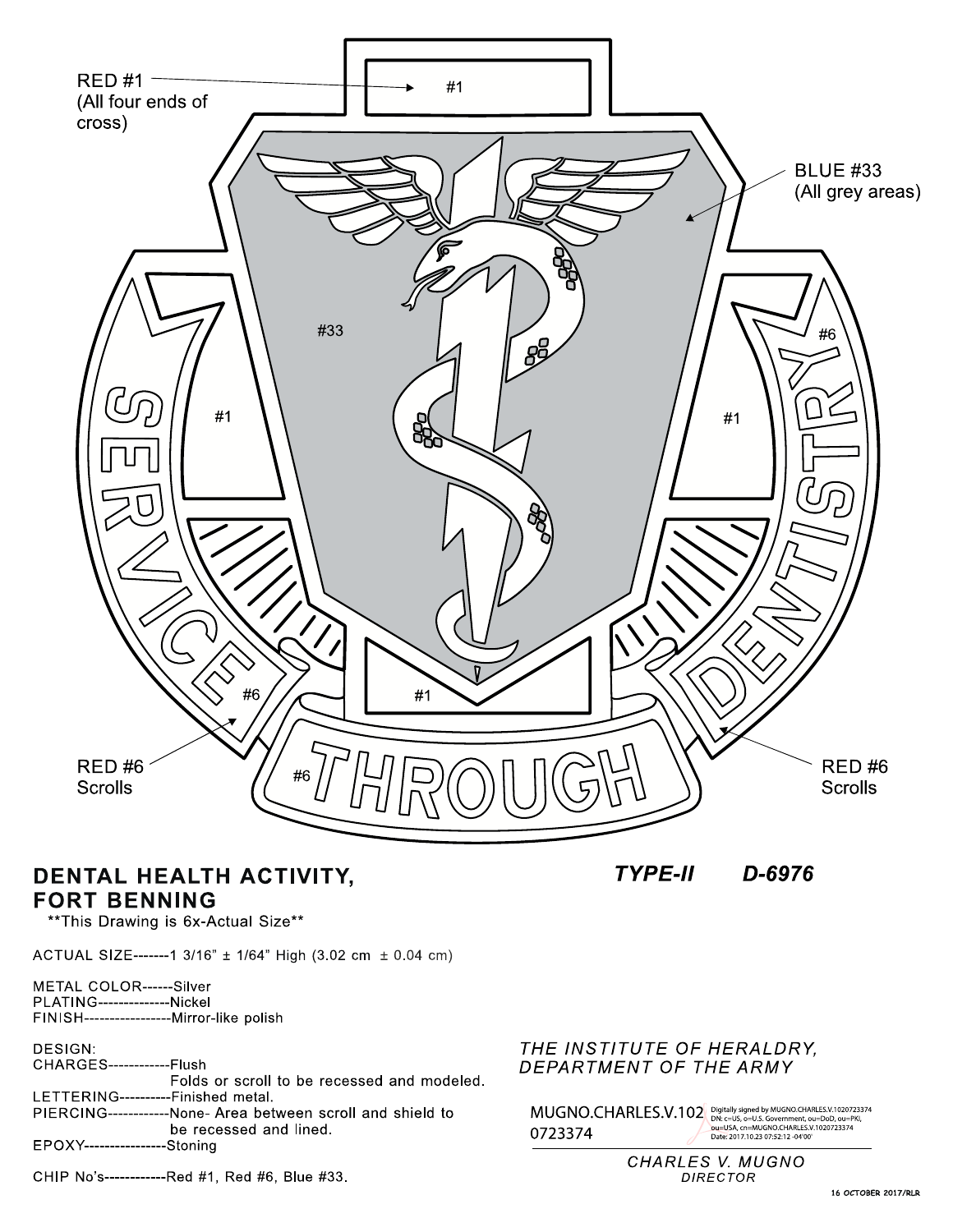RED #1
(All four ends of cross)

BLUE #33
(All grey areas)

RED #6
Scrolls

RED #6
Scrolls

## DENTAL HEALTH ACTIVITY, FORT BENNING

**This Drawing is 6x-Actual Size**

***TYPE-II*** ***D-6976***

ACTUAL SIZE-------1 3/16" ± 1/64" High (3.02 cm ± 0.04 cm)

METAL COLOR------Silver
PLATING--------------Nickel
FINISH-----------------Mirror-like polish

DESIGN:
CHARGES------------Flush
Folds or scroll to be recessed and modeled.
LETTERING----------Finished metal.
PIERCING------------None- Area between scroll and shield to be recessed and lined.
EPOXY----------------Stoning

CHIP No's------------Red #1, Red #6, Blue #33.

*THE INSTITUTE OF HERALDRY, DEPARTMENT OF THE ARMY*

MUGNO.CHARLES.V.1020723374
Digitally signed by MUGNO.CHARLES.V.1020723374
DN: c=US, o=U.S. Government, ou=DoD, ou=PKI, ou=USA, cn=MUGNO.CHARLES.V.1020723374
Date: 2017.10.23 07:52:12 -04'00'

*CHARLES V. MUGNO*
*DIRECTOR*

*16 OCTOBER 2017/RLR*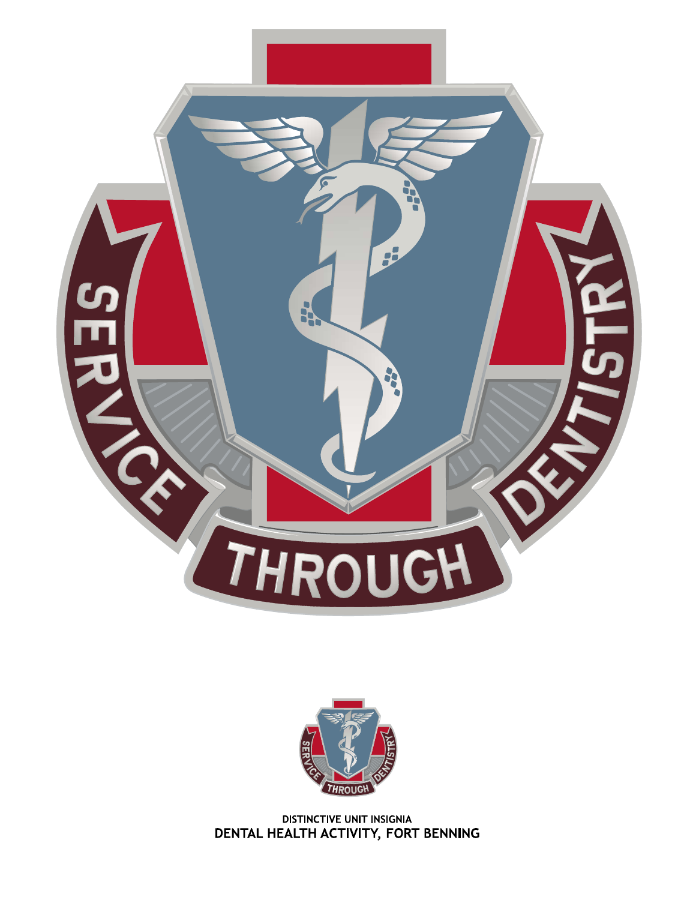DISTINCTIVE UNIT INSIGNIA

DENTAL HEALTH ACTIVITY, FORT BENNING